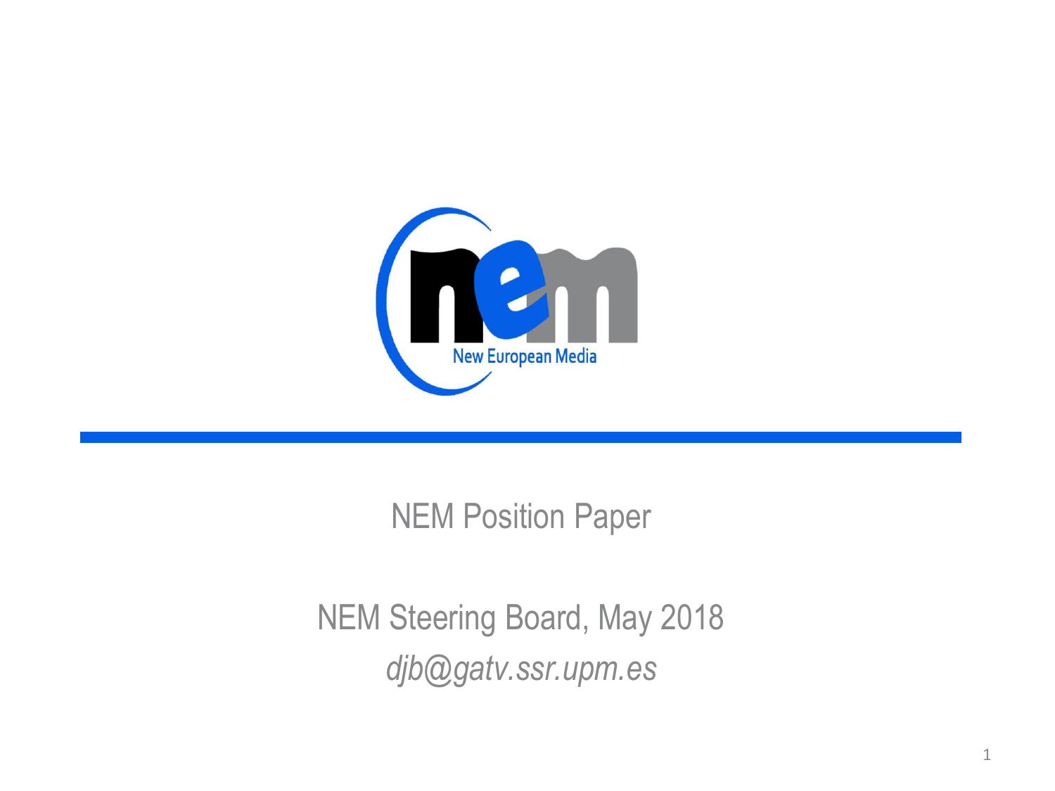New European Media

# NEM Position Paper

NEM Steering Board, May 2018

*djb@gatv.ssr.upm.es*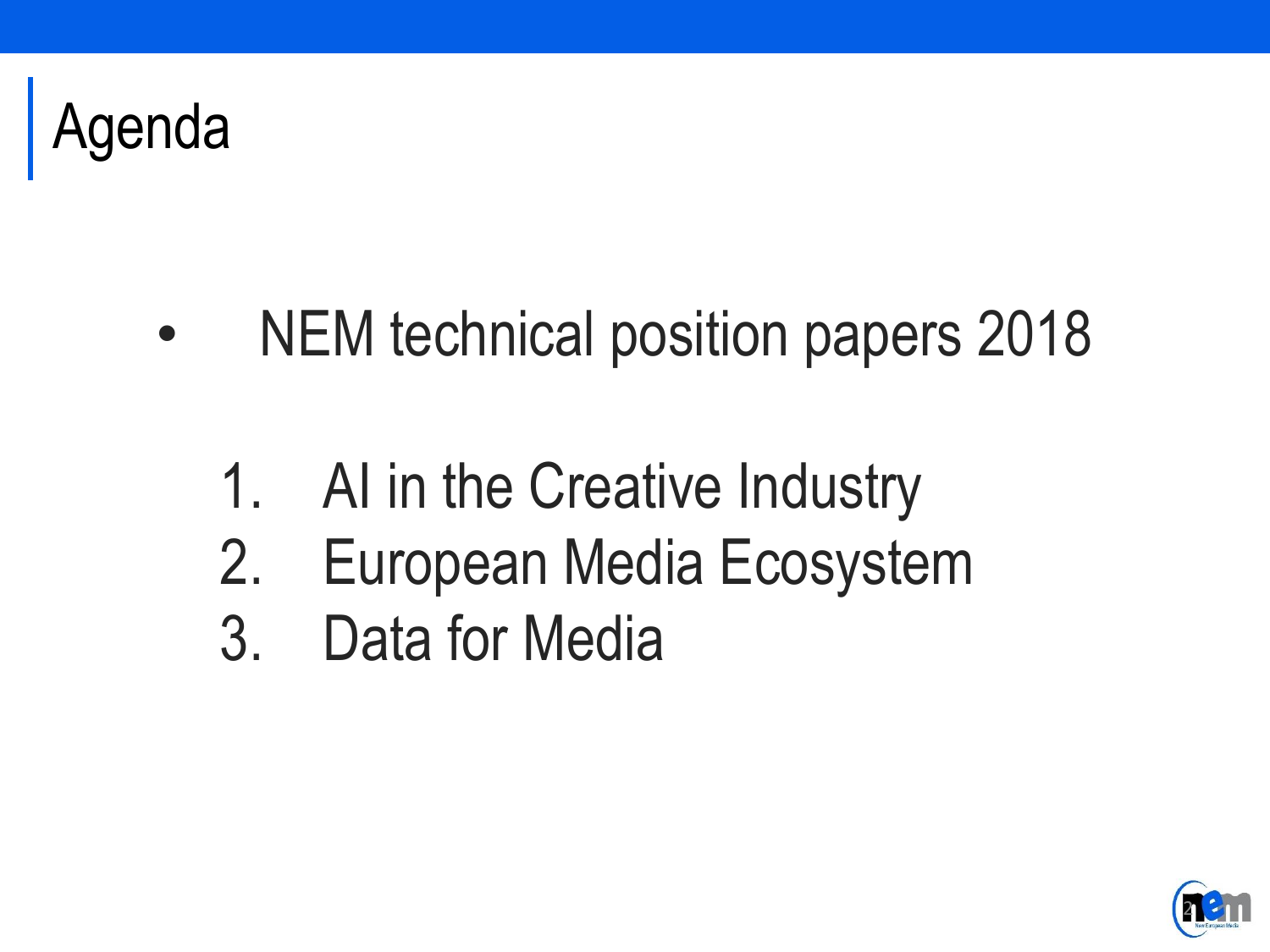# Agenda

- NEM technical position papers 2018

  1. AI in the Creative Industry
  2. European Media Ecosystem
  3. Data for Media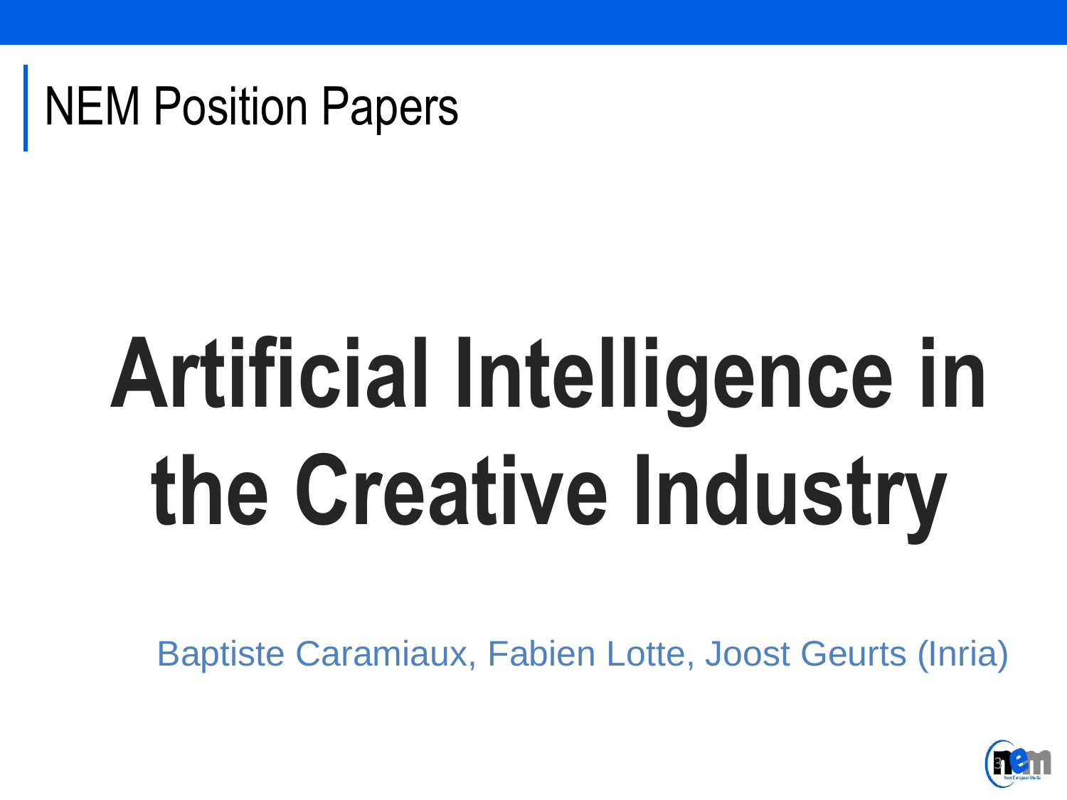NEM Position Papers

# Artificial Intelligence in the Creative Industry

Baptiste Caramiaux, Fabien Lotte, Joost Geurts (Inria)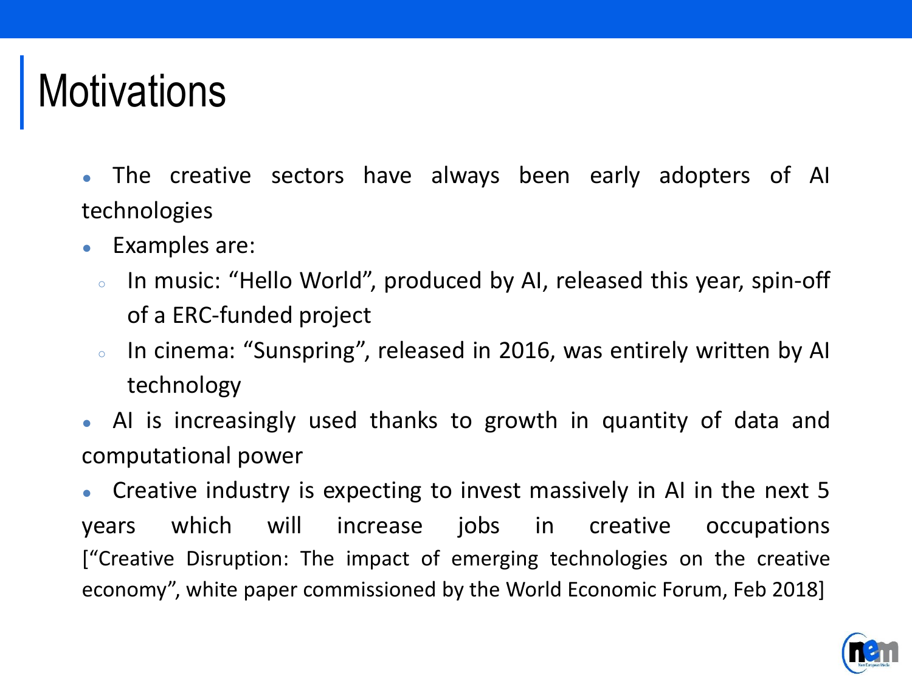# Motivations

- The creative sectors have always been early adopters of AI technologies
- Examples are:
  - In music: “Hello World”, produced by AI, released this year, spin-off of a ERC-funded project
  - In cinema: “Sunspring”, released in 2016, was entirely written by AI technology
- AI is increasingly used thanks to growth in quantity of data and computational power
- Creative industry is expecting to invest massively in AI in the next 5 years which will increase jobs in creative occupations [“Creative Disruption: The impact of emerging technologies on the creative economy”, white paper commissioned by the World Economic Forum, Feb 2018]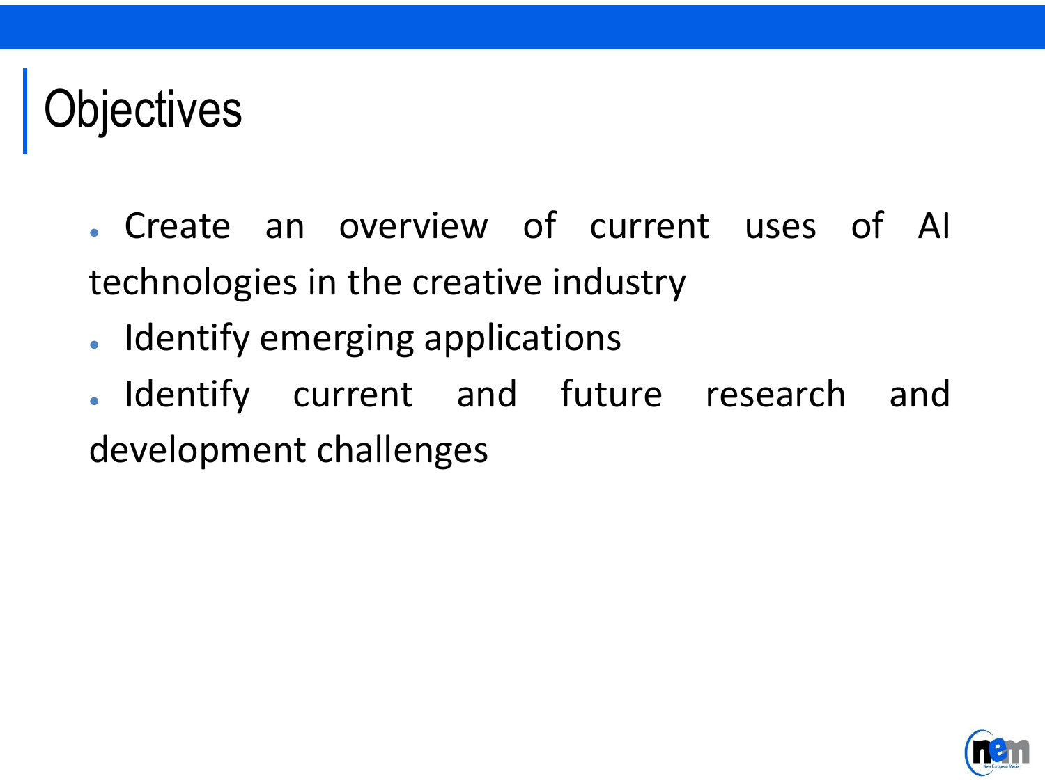# Objectives

- Create an overview of current uses of AI technologies in the creative industry
- Identify emerging applications
- Identify current and future research and development challenges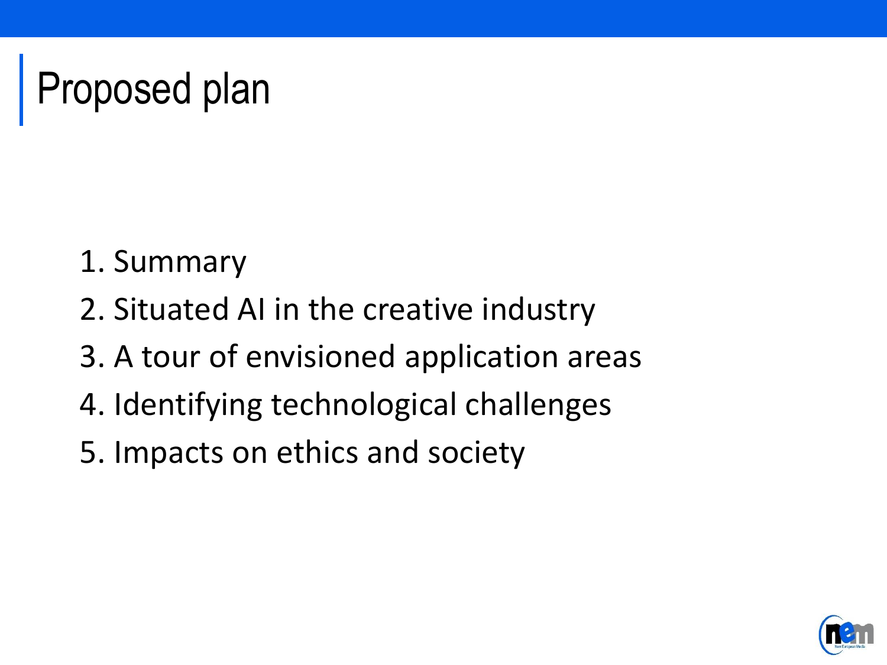# Proposed plan

1. Summary
2. Situated AI in the creative industry
3. A tour of envisioned application areas
4. Identifying technological challenges
5. Impacts on ethics and society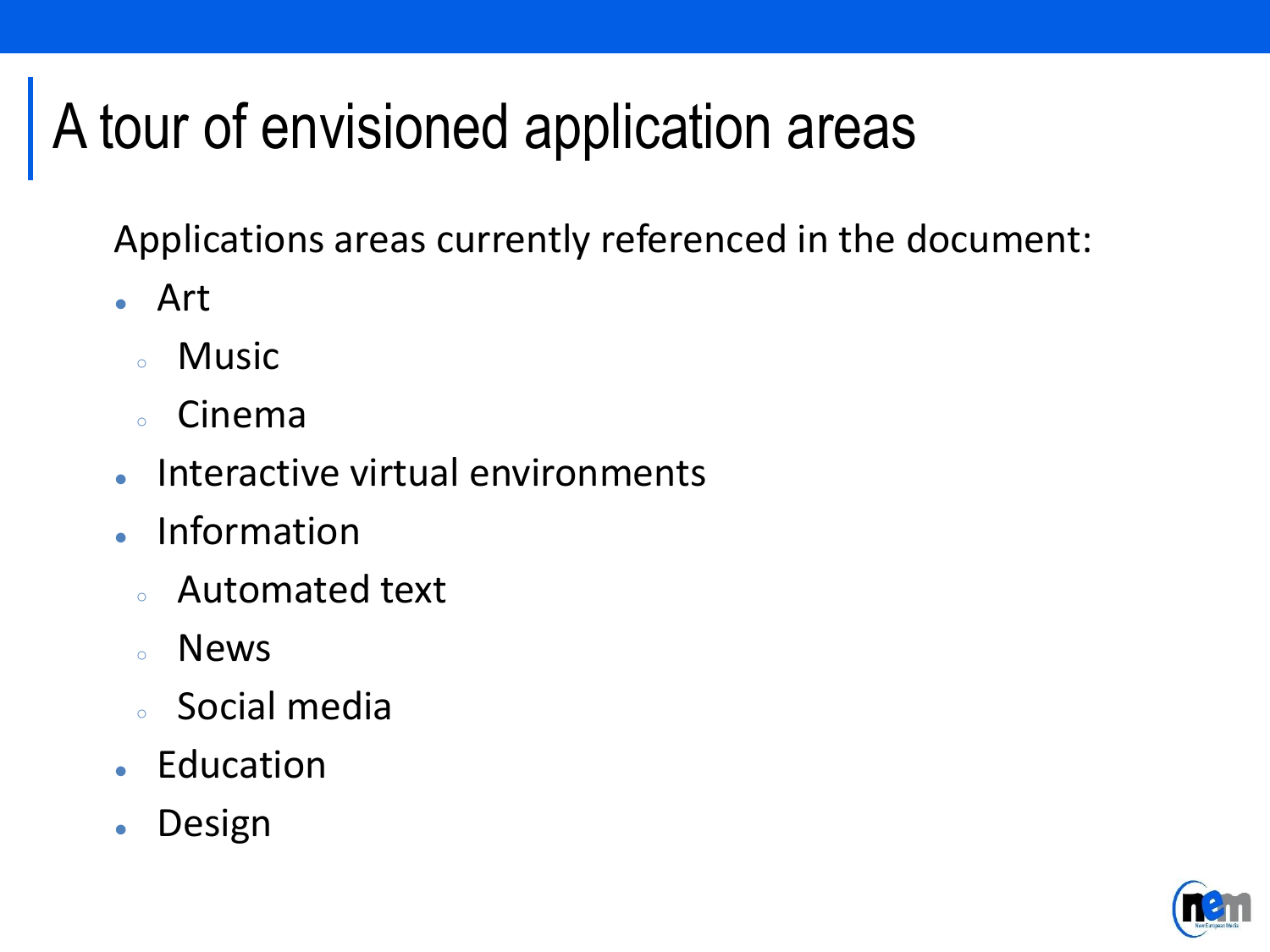# A tour of envisioned application areas

Applications areas currently referenced in the document:

- Art
  - Music
  - Cinema
- Interactive virtual environments
- Information
  - Automated text
  - News
  - Social media
- Education
- Design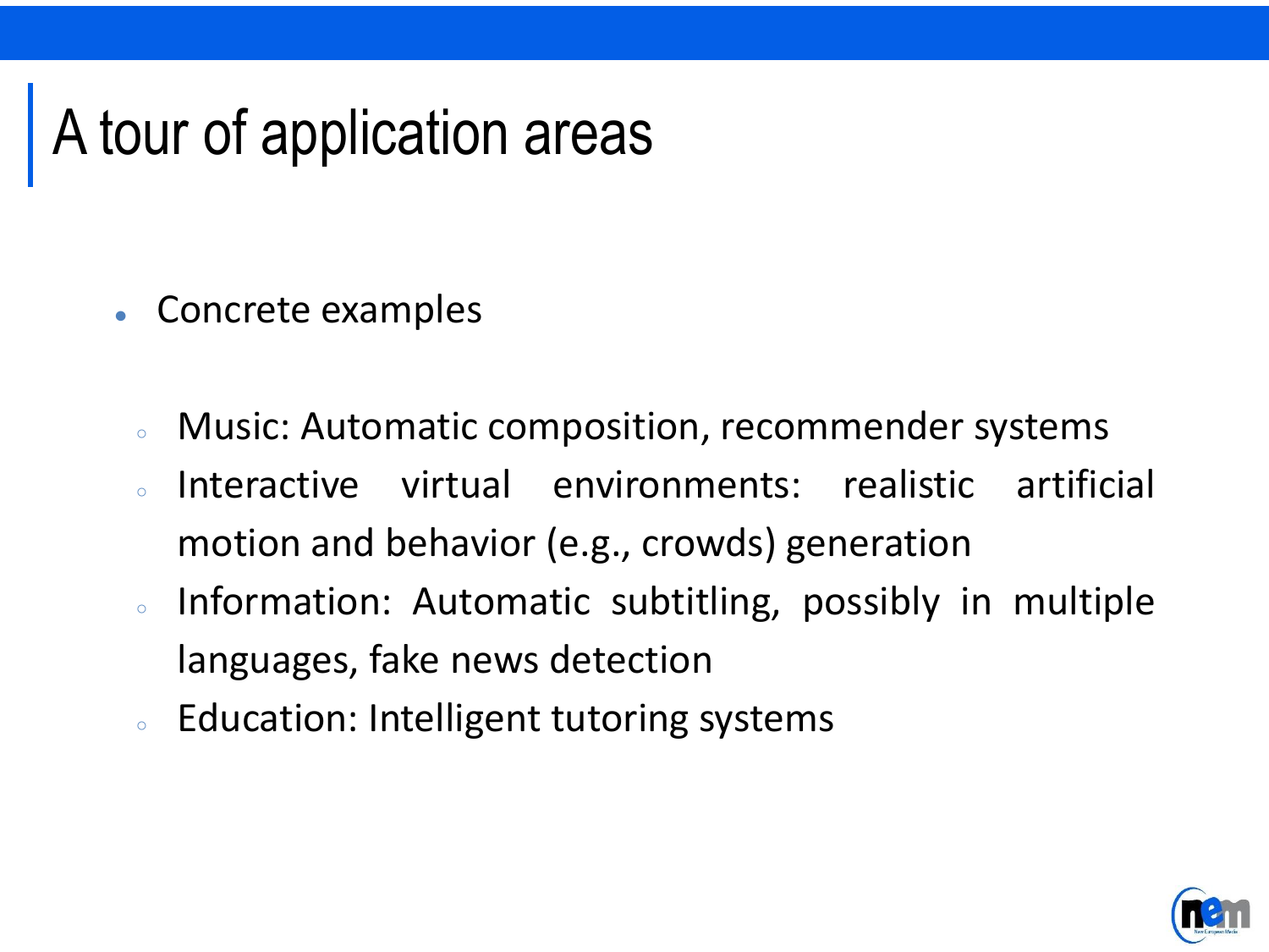# A tour of application areas

- Concrete examples
  - Music: Automatic composition, recommender systems
  - Interactive virtual environments: realistic artificial motion and behavior (e.g., crowds) generation
  - Information: Automatic subtitling, possibly in multiple languages, fake news detection
  - Education: Intelligent tutoring systems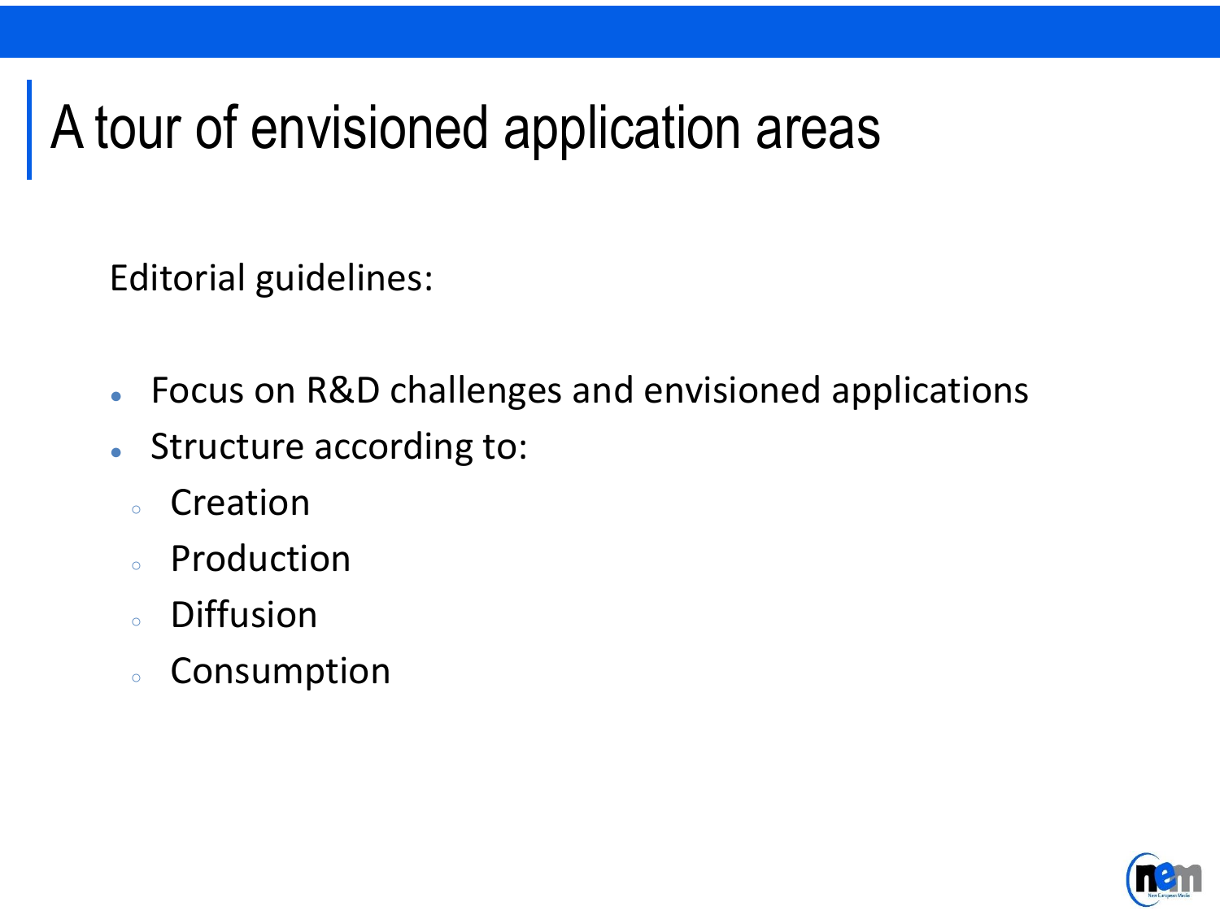# A tour of envisioned application areas

Editorial guidelines:

- Focus on R&D challenges and envisioned applications
- Structure according to:
  - Creation
  - Production
  - Diffusion
  - Consumption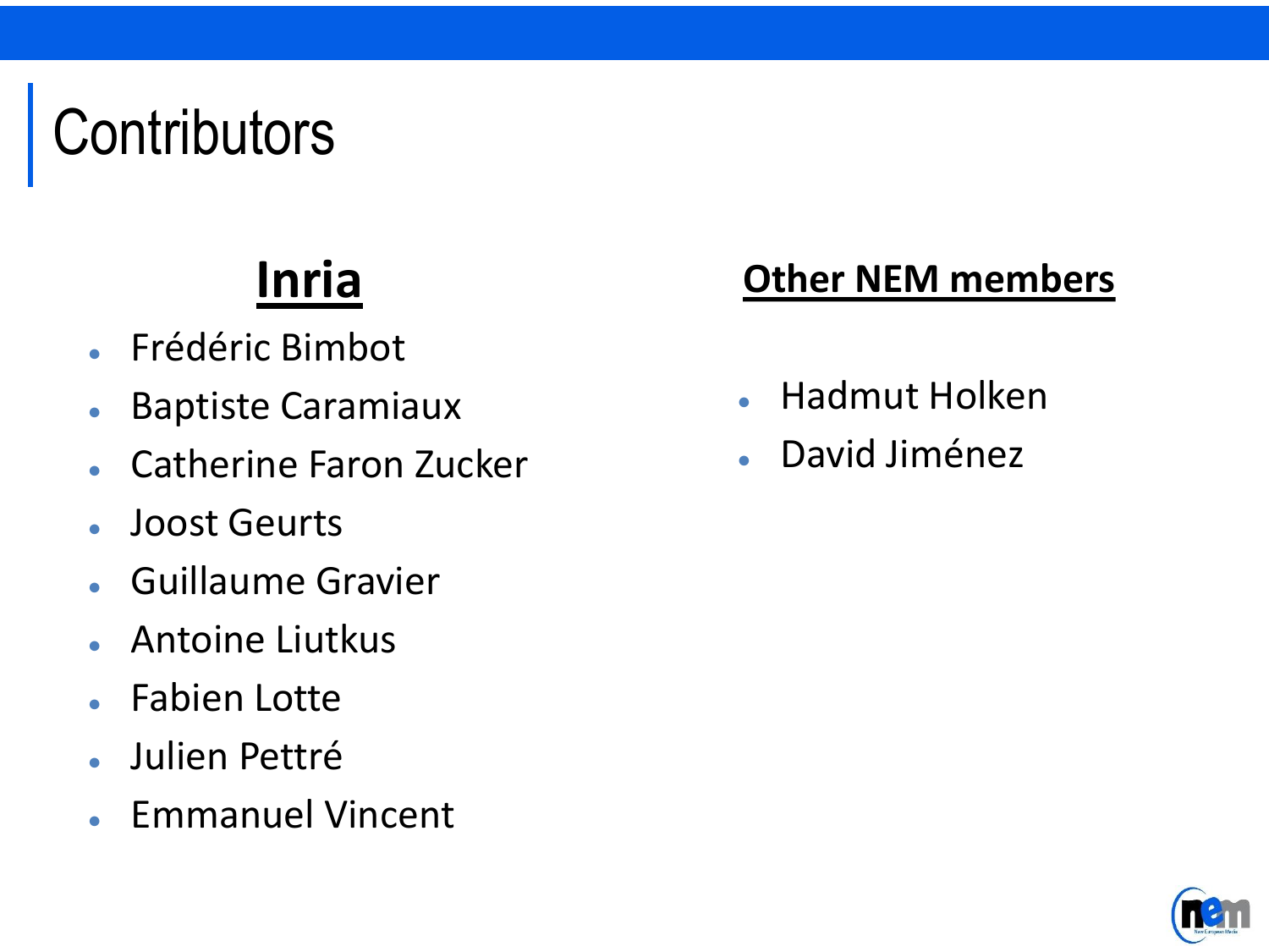# Contributors

## Inria

- Frédéric Bimbot
- Baptiste Caramiaux
- Catherine Faron Zucker
- Joost Geurts
- Guillaume Gravier
- Antoine Liutkus
- Fabien Lotte
- Julien Pettré
- Emmanuel Vincent

## Other NEM members

- Hadmut Holken
- David Jiménez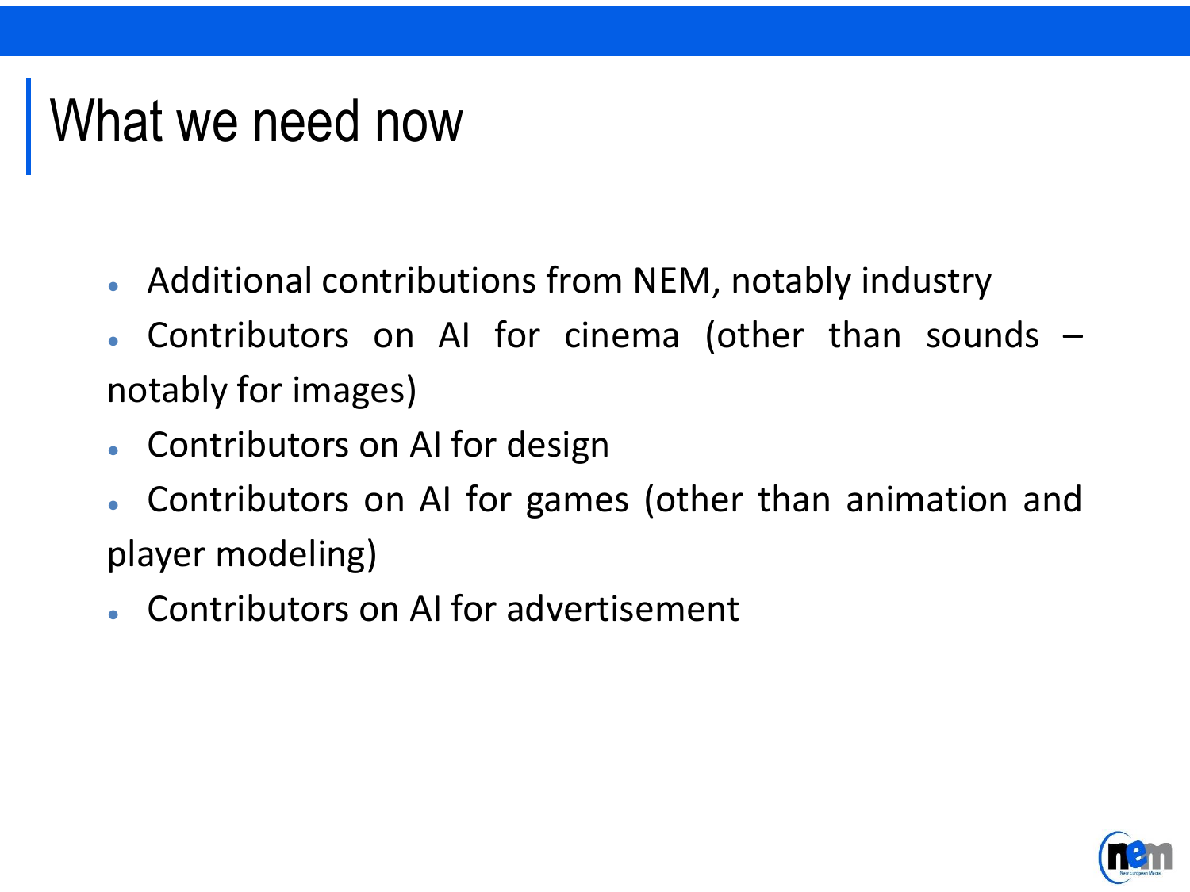# What we need now

- Additional contributions from NEM, notably industry
- Contributors on AI for cinema (other than sounds – notably for images)
- Contributors on AI for design
- Contributors on AI for games (other than animation and player modeling)
- Contributors on AI for advertisement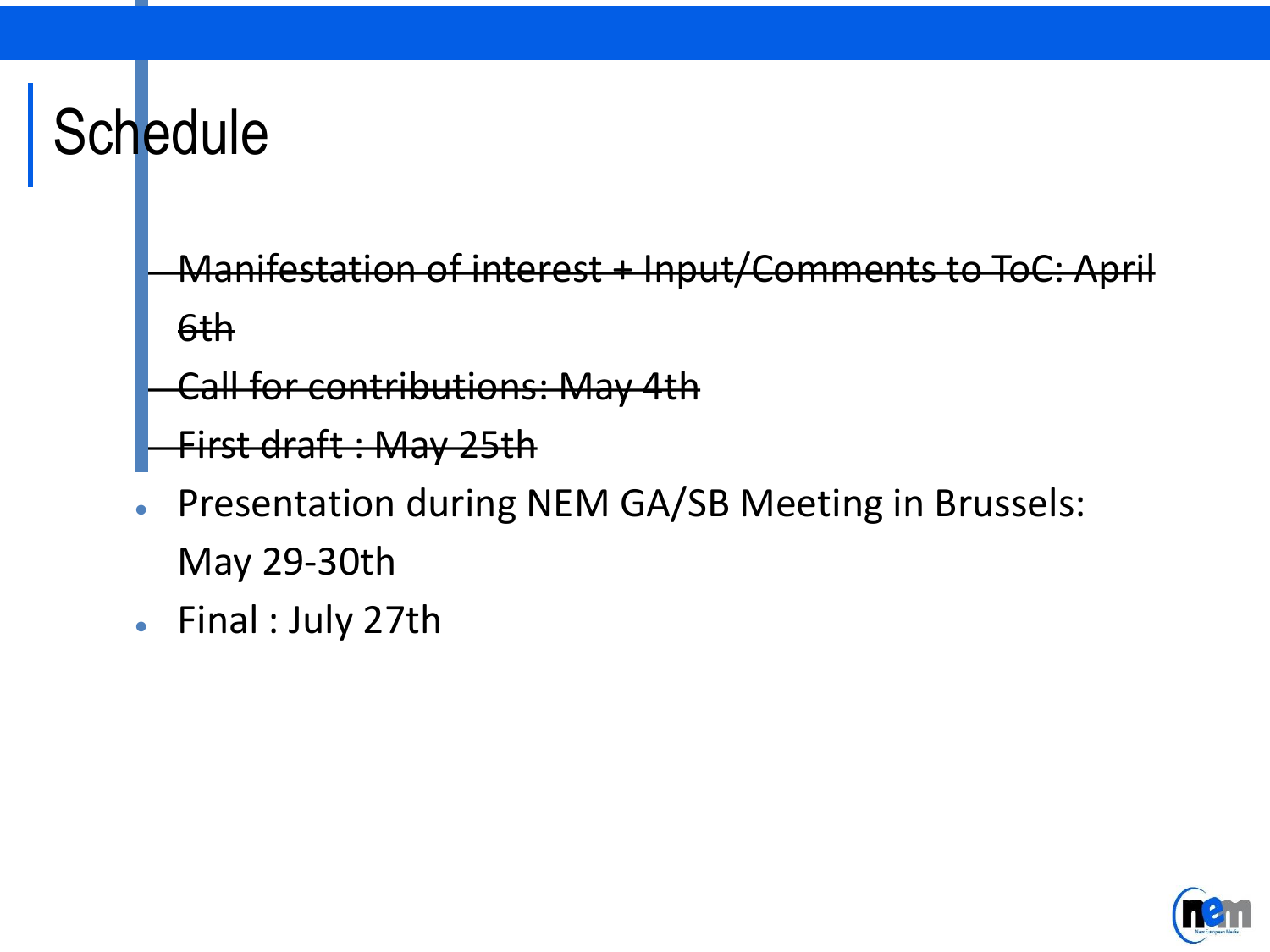# Schedule

- ~~Manifestation of interest + Input/Comments to ToC: April 6th~~
- ~~Call for contributions: May 4th~~
- ~~First draft : May 25th~~
- Presentation during NEM GA/SB Meeting in Brussels: May 29-30th
- Final : July 27th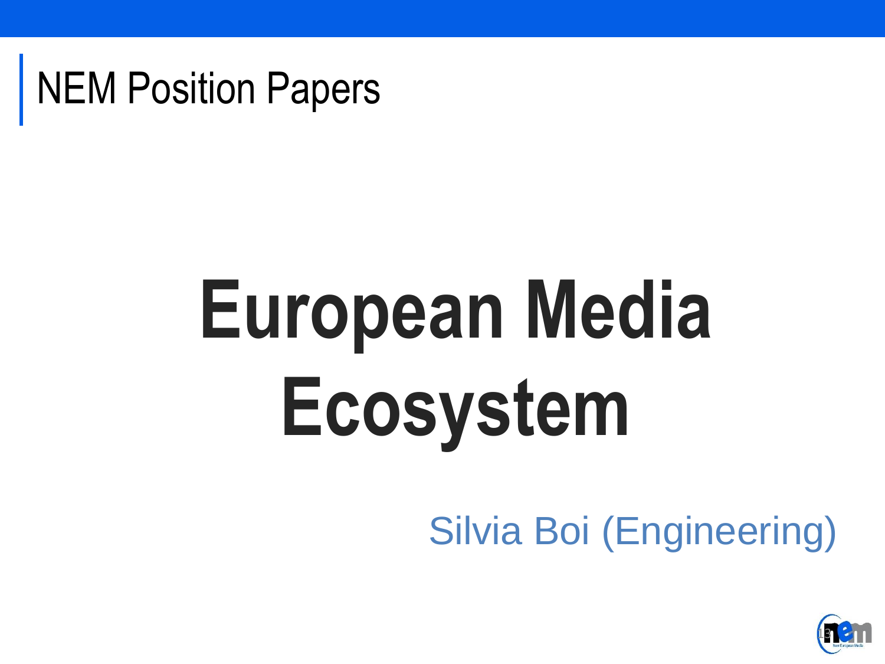## NEM Position Papers

# European Media Ecosystem

Silvia Boi (Engineering)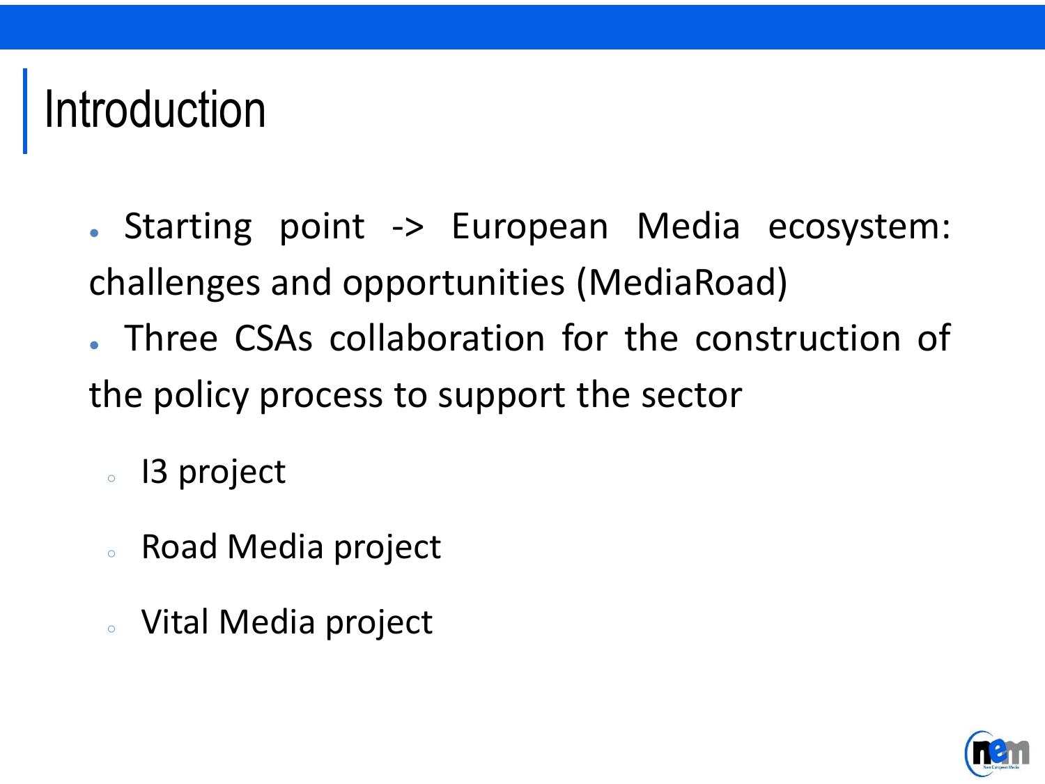# Introduction

- Starting point -> European Media ecosystem: challenges and opportunities (MediaRoad)
- Three CSAs collaboration for the construction of the policy process to support the sector
  - I3 project
  - Road Media project
  - Vital Media project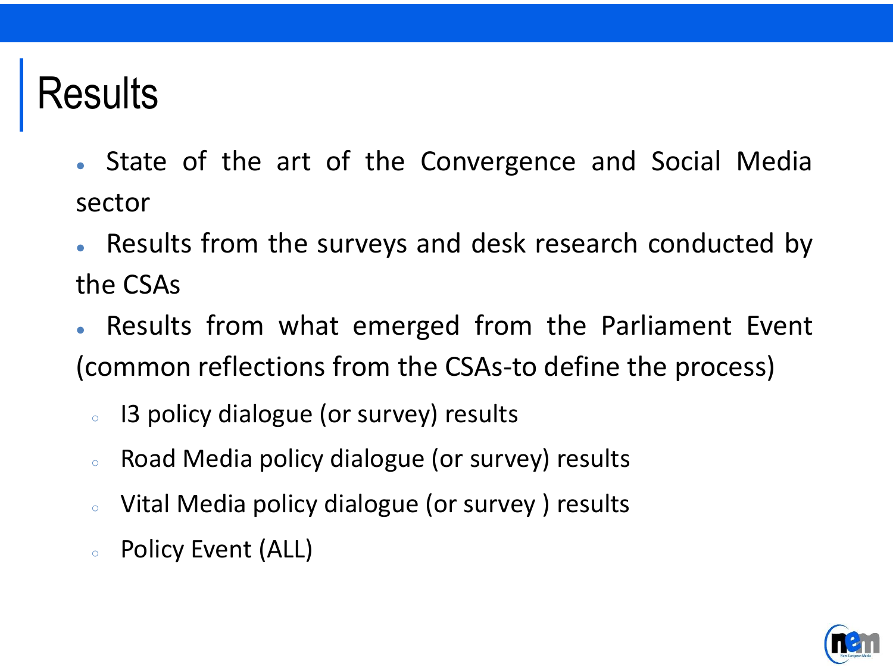# Results

- State of the art of the Convergence and Social Media sector
- Results from the surveys and desk research conducted by the CSAs
- Results from what emerged from the Parliament Event (common reflections from the CSAs-to define the process)
  - I3 policy dialogue (or survey) results
  - Road Media policy dialogue (or survey) results
  - Vital Media policy dialogue (or survey ) results
  - Policy Event (ALL)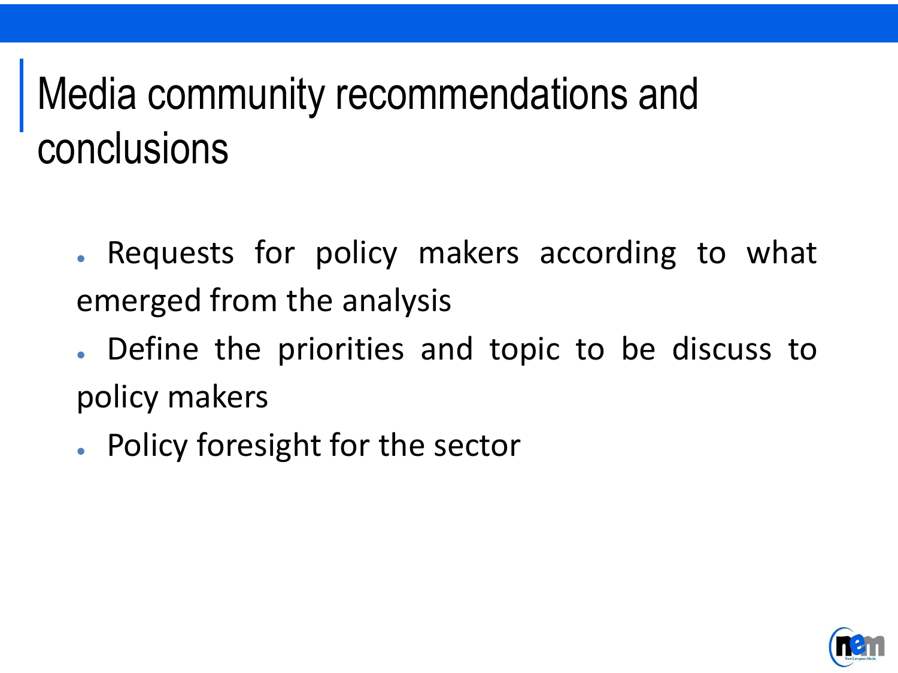# Media community recommendations and conclusions

- Requests for policy makers according to what emerged from the analysis
- Define the priorities and topic to be discuss to policy makers
- Policy foresight for the sector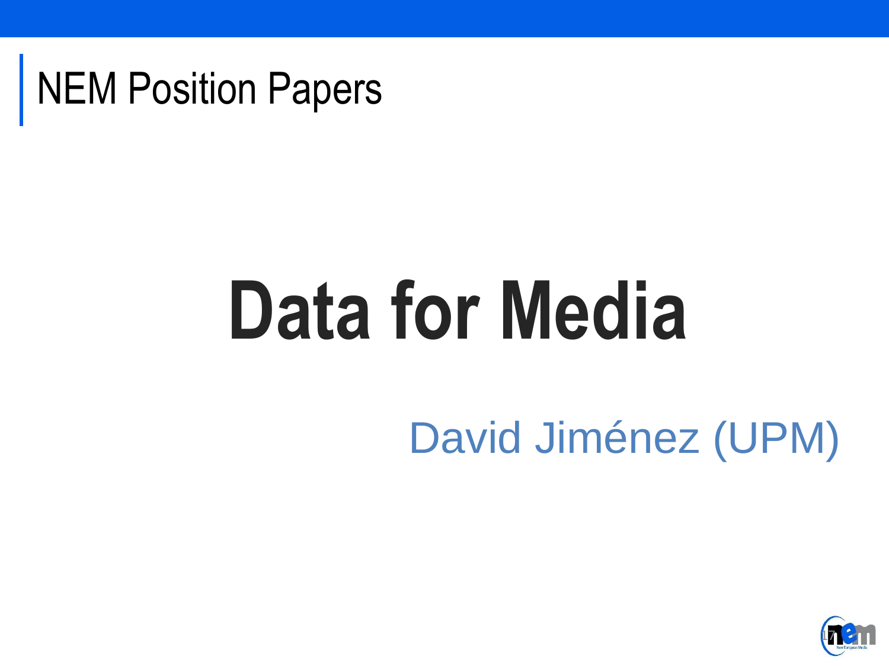# NEM Position Papers

# Data for Media

David Jiménez (UPM)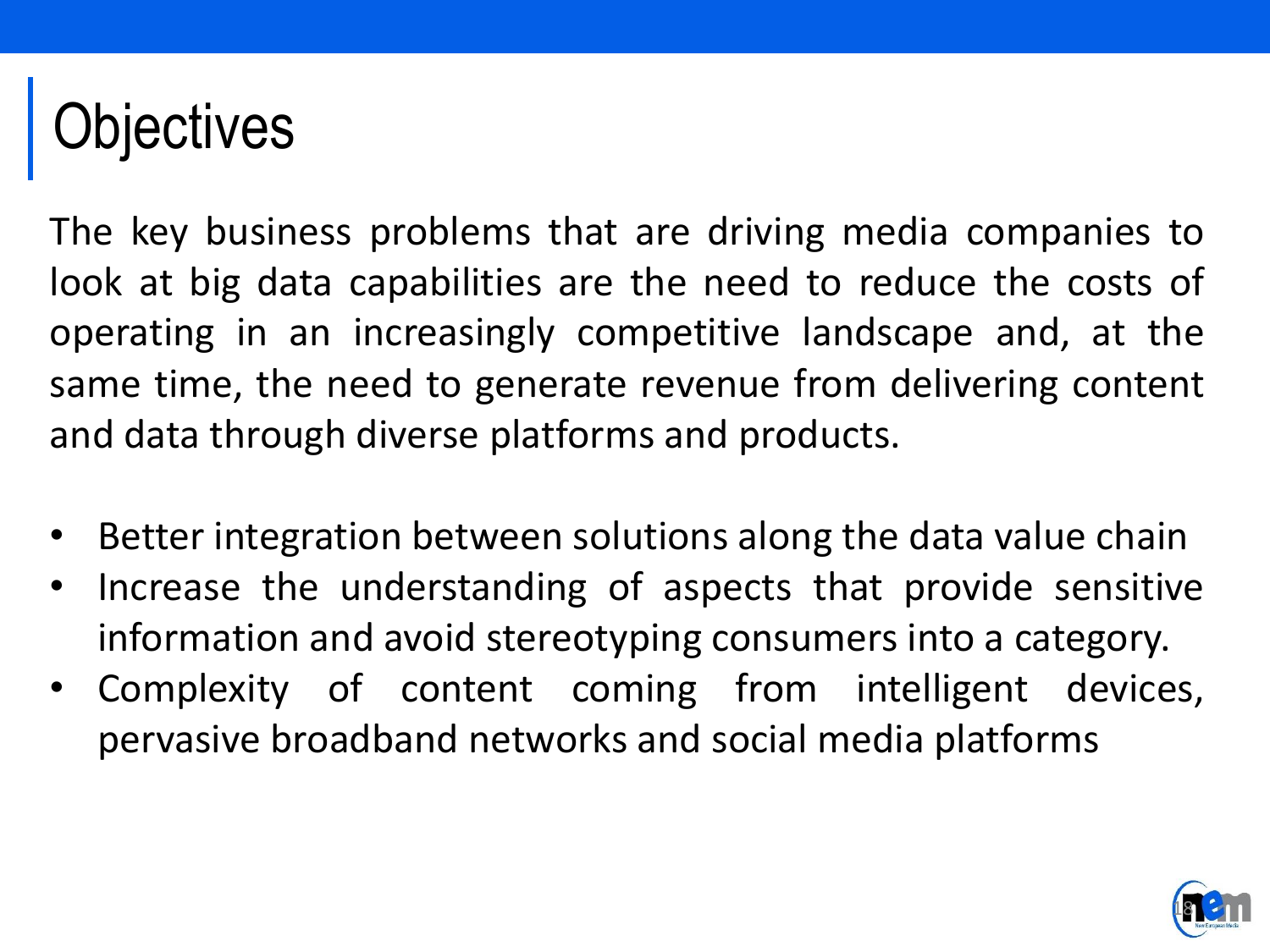# Objectives

The key business problems that are driving media companies to look at big data capabilities are the need to reduce the costs of operating in an increasingly competitive landscape and, at the same time, the need to generate revenue from delivering content and data through diverse platforms and products.

- Better integration between solutions along the data value chain
- Increase the understanding of aspects that provide sensitive information and avoid stereotyping consumers into a category.
- Complexity of content coming from intelligent devices, pervasive broadband networks and social media platforms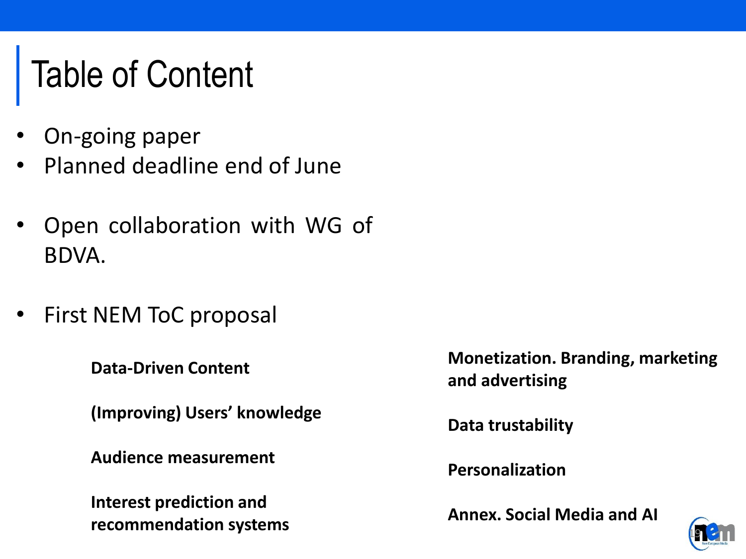# Table of Content

- On-going paper
- Planned deadline end of June
- Open collaboration with WG of BDVA.
- First NEM ToC proposal

**Data-Driven Content**

**(Improving) Users' knowledge**

**Audience measurement**

**Interest prediction and recommendation systems**

**Monetization. Branding, marketing and advertising**

**Data trustability**

**Personalization**

**Annex. Social Media and AI**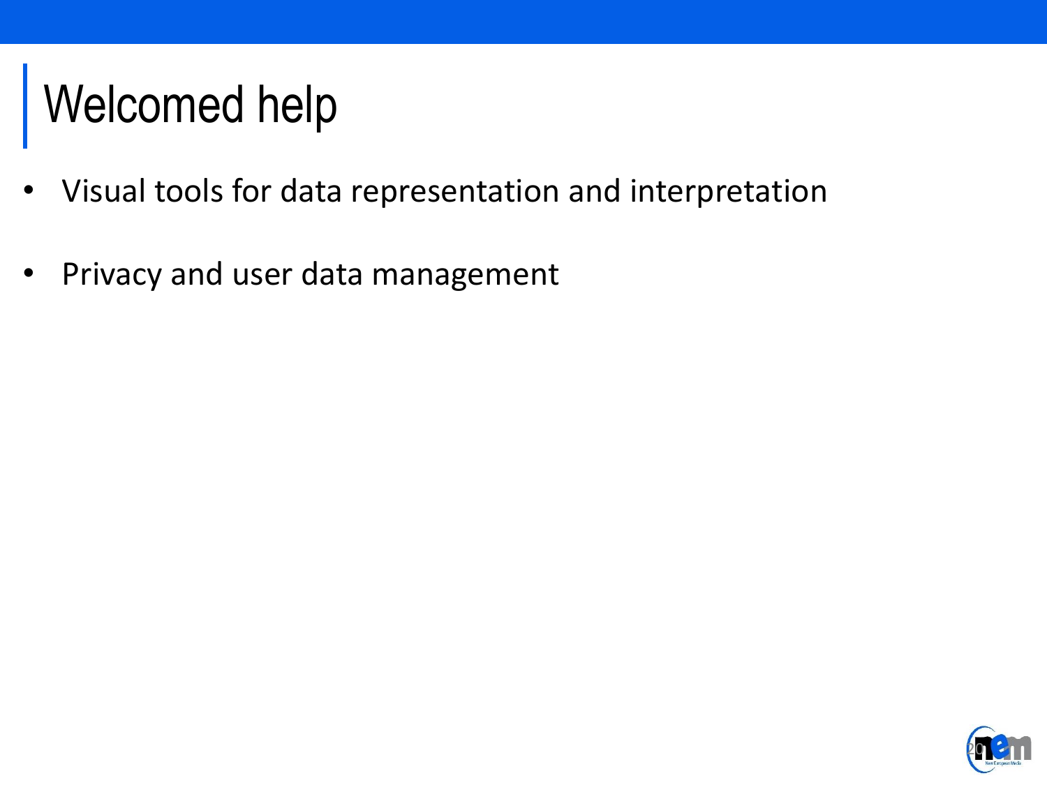# Welcomed help

- Visual tools for data representation and interpretation
- Privacy and user data management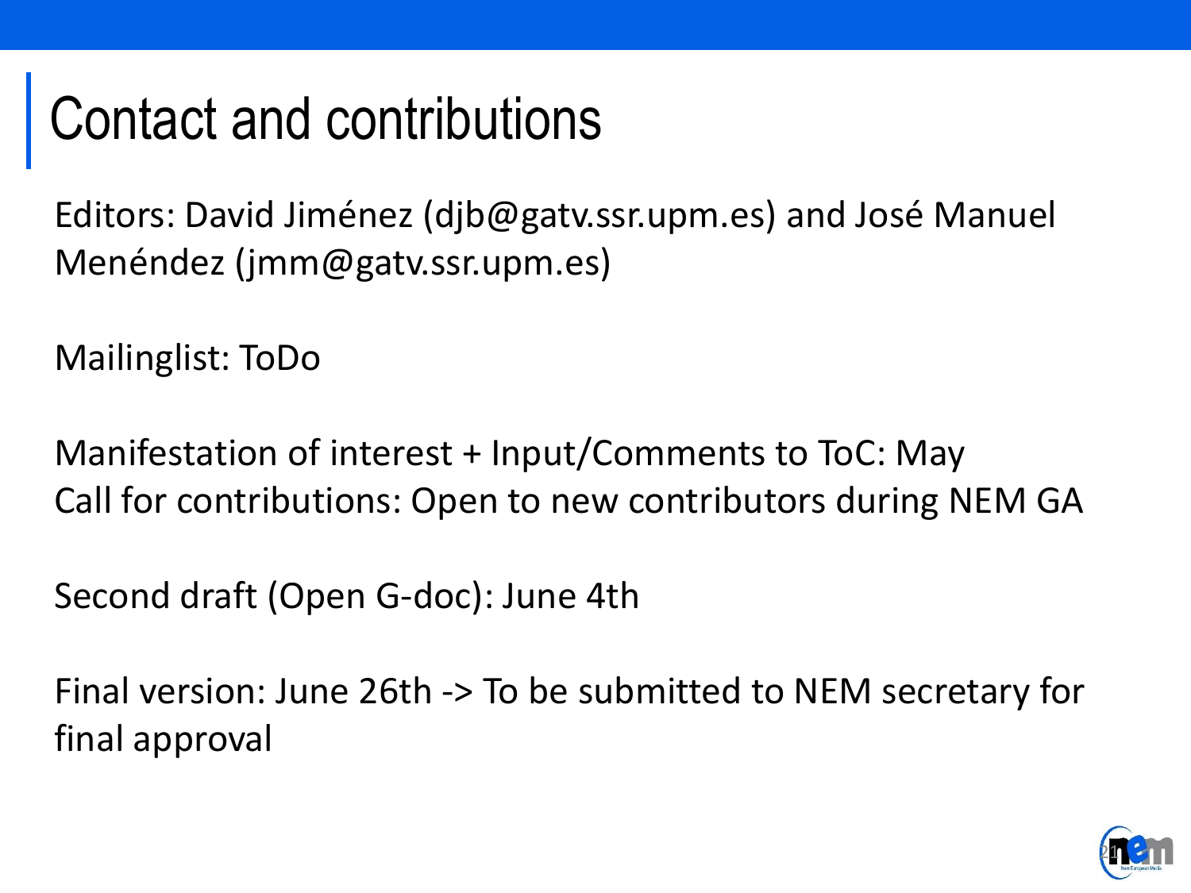# Contact and contributions

Editors: David Jiménez (djb@gatv.ssr.upm.es) and José Manuel Menéndez (jmm@gatv.ssr.upm.es)

Mailinglist: ToDo

Manifestation of interest + Input/Comments to ToC: May
Call for contributions: Open to new contributors during NEM GA

Second draft (Open G-doc): June 4th

Final version: June 26th -> To be submitted to NEM secretary for final approval